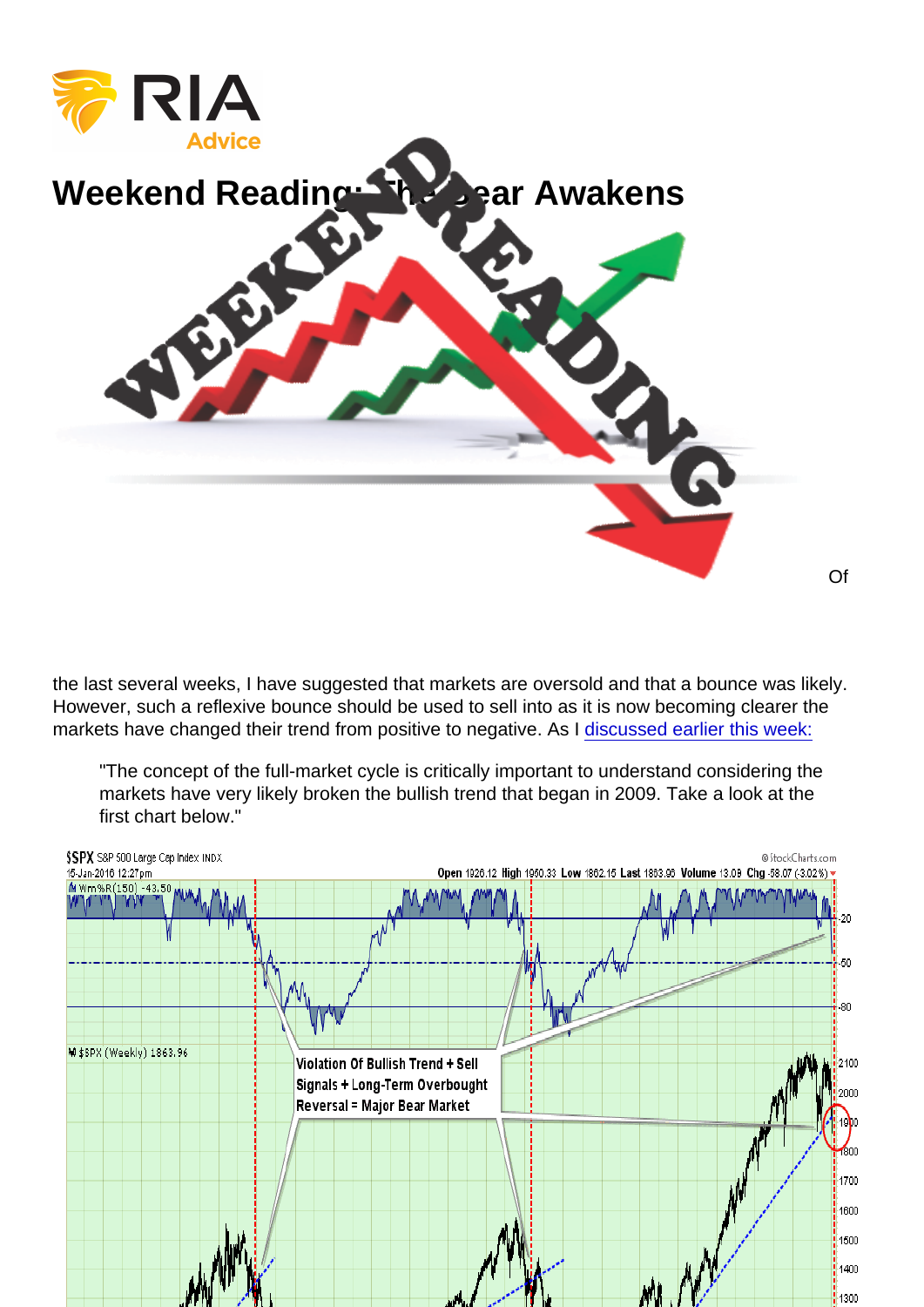# Weekend Reading: The Bear Awakens

Of the last several weeks, I have suggested that markets are oversold and that a bounce was likely. However, such a reflexive bounce should be used to sell into as it is now becoming clearer the markets have changed their trend from positive to negative. As I discussed earlier this week:

> "The concept of the full-market cycle is critically important to understand considering the markets have very likely broken the bullish trend that began in 2009. Take a look at the first chart below."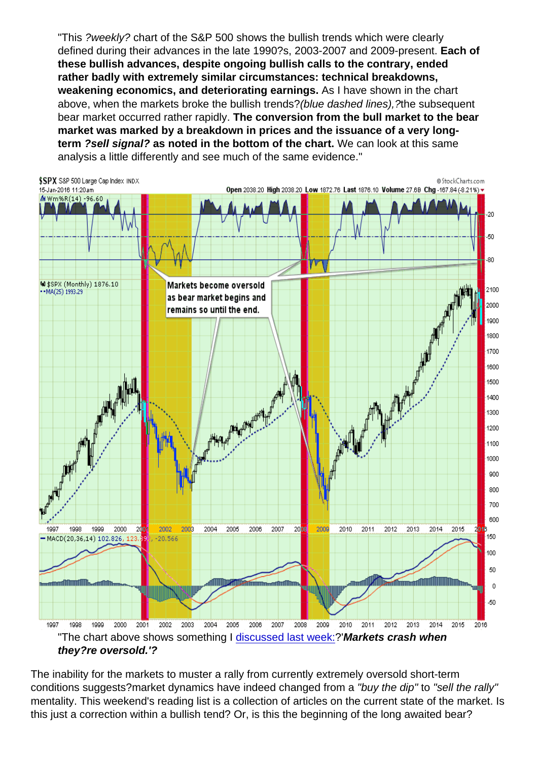"This ?weekly? chart of the S&P 500 shows the bullish trends which were clearly defined during their advances in the late 1990?s, 2003-2007 and 2009-present. **Each of these bullish advances, despite ongoing bullish calls to the contrary, ended rather badly with extremely similar circumstances: technical breakdowns, weakening economics, and deteriorating earnings.** As I have shown in the chart above, when the markets broke the bullish trends?*(blue dashed lines),?*the subsequent bear market occurred rather rapidly. **The conversion from the bull market to the bear market was marked by a breakdown in prices and the issuance of a very long-term *?sell signal?* as noted in the bottom of the chart.** We can look at this same analysis a little differently and see much of the same evidence."

"The chart above shows something I discussed last week:?'***Markets crash when they?re oversold.'?***

The inability for the markets to muster a rally from currently extremely oversold short-term conditions suggests?market dynamics have indeed changed from a *"buy the dip"* to *"sell the rally"* mentality. This weekend's reading list is a collection of articles on the current state of the market. Is this just a correction within a bullish tend? Or, is this the beginning of the long awaited bear?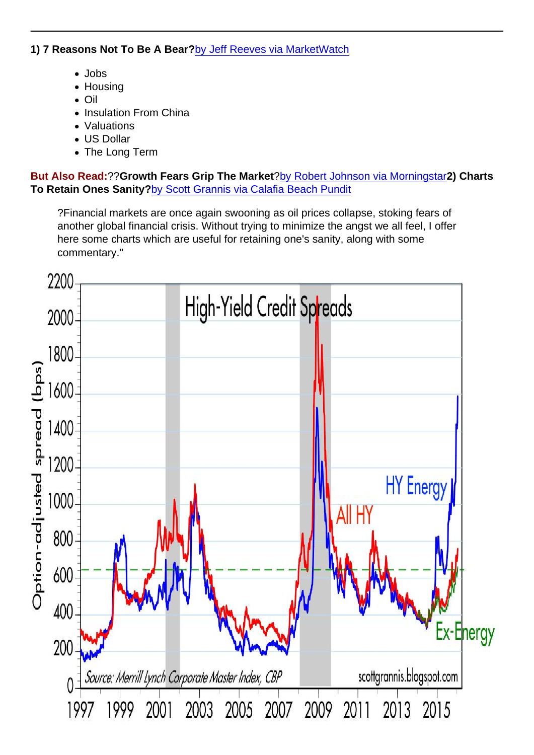**1) 7 Reasons Not To Be A Bear?**by Jeff Reeves via MarketWatch

- Jobs
- Housing
- Oil
- Insulation From China
- Valuations
- US Dollar
- The Long Term

**But Also Read:**??**Growth Fears Grip The Market**?by Robert Johnson via Morningstar**2) Charts To Retain Ones Sanity?**by Scott Grannis via Calafia Beach Pundit

> ?Financial markets are once again swooning as oil prices collapse, stoking fears of another global financial crisis. Without trying to minimize the angst we all feel, I offer here some charts which are useful for retaining one's sanity, along with some commentary."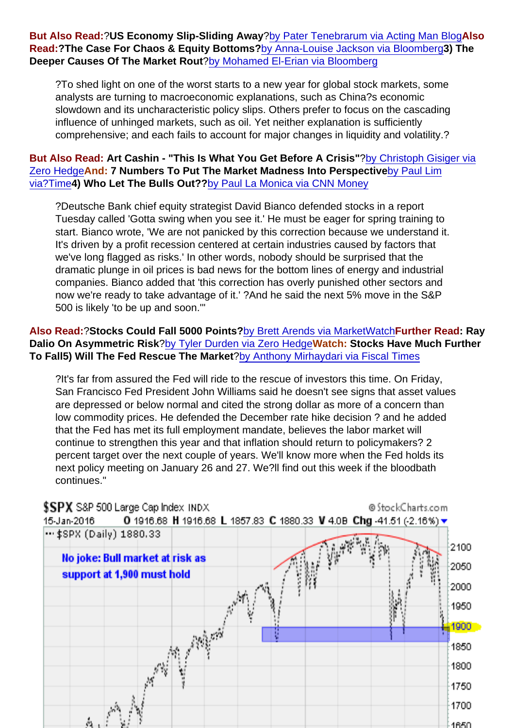**But Also Read:** ?**US Economy Slip-Sliding Away**?by Pater Tenebrarum via Acting Man Blog**Also Read:**?**The Case For Chaos & Equity Bottoms?**by Anna-Louise Jackson via Bloomberg**3) The Deeper Causes Of The Market Rout**?by Mohamed El-Erian via Bloomberg

> ?To shed light on one of the worst starts to a new year for global stock markets, some analysts are turning to macroeconomic explanations, such as China?s economic slowdown and its uncharacteristic policy slips. Others prefer to focus on the cascading influence of unhinged markets, such as oil. Yet neither explanation is sufficiently comprehensive; and each fails to account for major changes in liquidity and volatility.?

**But Also Read:** **Art Cashin - "This Is What You Get Before A Crisis"**?by Christoph Gisiger via Zero Hedge**And:** **7 Numbers To Put The Market Madness Into Perspective**by Paul Lim via?Time**4) Who Let The Bulls Out??**by Paul La Monica via CNN Money

> ?Deutsche Bank chief equity strategist David Bianco defended stocks in a report Tuesday called 'Gotta swing when you see it.' He must be eager for spring training to start. Bianco wrote, 'We are not panicked by this correction because we understand it. It's driven by a profit recession centered at certain industries caused by factors that we've long flagged as risks.' In other words, nobody should be surprised that the dramatic plunge in oil prices is bad news for the bottom lines of energy and industrial companies. Bianco added that 'this correction has overly punished other sectors and now we're ready to take advantage of it.' ?And he said the next 5% move in the S&P 500 is likely 'to be up and soon.'"

**Also Read:**?**Stocks Could Fall 5000 Points?**by Brett Arends via MarketWatch**Further Read: Ray Dalio On Asymmetric Risk**?by Tyler Durden via Zero Hedge**Watch: Stocks Have Much Further To Fall5) Will The Fed Rescue The Market**?by Anthony Mirhaydari via Fiscal Times

> ?It's far from assured the Fed will ride to the rescue of investors this time. On Friday, San Francisco Fed President John Williams said he doesn't see signs that asset values are depressed or below normal and cited the strong dollar as more of a concern than low commodity prices. He defended the December rate hike decision ? and he added that the Fed has met its full employment mandate, believes the labor market will continue to strengthen this year and that inflation should return to policymakers? 2 percent target over the next couple of years. We'll know more when the Fed holds its next policy meeting on January 26 and 27. We?ll find out this week if the bloodbath continues."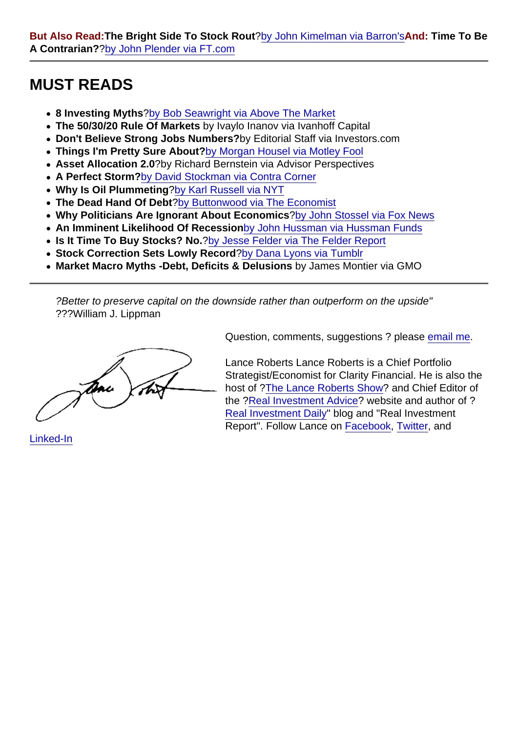**But Also Read:** **The Bright Side To Stock Rout**?by John Kimelman via Barron's**And:** **Time To Be A Contrarian?**?by John Plender via FT.com

## MUST READS

- **8 Investing Myths**?by Bob Seawright via Above The Market
- **The 50/30/20 Rule Of Markets** by Ivaylo Inanov via Ivanhoff Capital
- **Don't Believe Strong Jobs Numbers?**by Editorial Staff via Investors.com
- **Things I'm Pretty Sure About?**by Morgan Housel via Motley Fool
- **Asset Allocation 2.0**?by Richard Bernstein via Advisor Perspectives
- **A Perfect Storm?**by David Stockman via Contra Corner
- **Why Is Oil Plummeting**?by Karl Russell via NYT
- **The Dead Hand Of Debt**?by Buttonwood via The Economist
- **Why Politicians Are Ignorant About Economics**?by John Stossel via Fox News
- **An Imminent Likelihood Of Recession**by John Hussman via Hussman Funds
- **Is It Time To Buy Stocks? No.**?by Jesse Felder via The Felder Report
- **Stock Correction Sets Lowly Record**?by Dana Lyons via Tumblr
- **Market Macro Myths -Debt, Deficits & Delusions** by James Montier via GMO

---

*?Better to preserve capital on the downside rather than outperform on the upside"*
???William J. Lippman

Question, comments, suggestions ? please email me.

Lance Roberts Lance Roberts is a Chief Portfolio Strategist/Economist for Clarity Financial. He is also the host of ?The Lance Roberts Show? and Chief Editor of the ?Real Investment Advice? website and author of ?Real Investment Daily" blog and "Real Investment Report". Follow Lance on Facebook, Twitter, and Linked-In